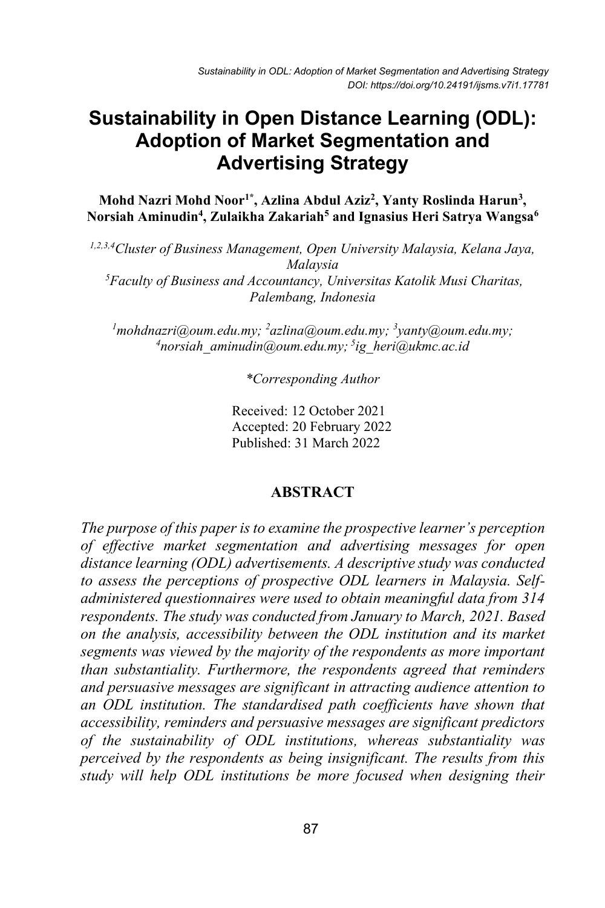# Sustainability in Open Distance Learning (ODL): Adoption of Market Segmentation and Advertising Strategy

**Mohd Nazri Mohd Noor[1*], Azlina Abdul Aziz[2], Yanty Roslinda Harun[3], Norsiah Aminudin[4], Zulaikha Zakariah[5] and Ignasius Heri Satrya Wangsa[6]**

[1,2,3,4]*Cluster of Business Management, Open University Malaysia, Kelana Jaya, Malaysia*
[5]*Faculty of Business and Accountancy, Universitas Katolik Musi Charitas, Palembang, Indonesia*

[1]*mohdnazri@oum.edu.my;* [2]*azlina@oum.edu.my;* [3]*yanty@oum.edu.my;* [4]*norsiah_aminudin@oum.edu.my;* [5]*ig_heri@ukmc.ac.id*

*\*Corresponding Author*

Received: 12 October 2021
Accepted: 20 February 2022
Published: 31 March 2022

## ABSTRACT

*The purpose of this paper is to examine the prospective learner's perception of effective market segmentation and advertising messages for open distance learning (ODL) advertisements. A descriptive study was conducted to assess the perceptions of prospective ODL learners in Malaysia. Self-administered questionnaires were used to obtain meaningful data from 314 respondents. The study was conducted from January to March, 2021. Based on the analysis, accessibility between the ODL institution and its market segments was viewed by the majority of the respondents as more important than substantiality. Furthermore, the respondents agreed that reminders and persuasive messages are significant in attracting audience attention to an ODL institution. The standardised path coefficients have shown that accessibility, reminders and persuasive messages are significant predictors of the sustainability of ODL institutions, whereas substantiality was perceived by the respondents as being insignificant. The results from this study will help ODL institutions be more focused when designing their*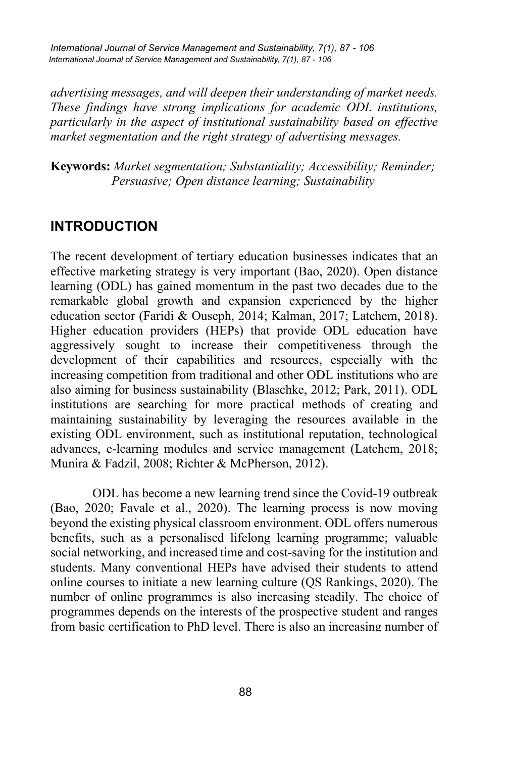*advertising messages, and will deepen their understanding of market needs. These findings have strong implications for academic ODL institutions, particularly in the aspect of institutional sustainability based on effective market segmentation and the right strategy of advertising messages.*

**Keywords:** *Market segmentation; Substantiality; Accessibility; Reminder; Persuasive; Open distance learning; Sustainability*

## INTRODUCTION

The recent development of tertiary education businesses indicates that an effective marketing strategy is very important (Bao, 2020). Open distance learning (ODL) has gained momentum in the past two decades due to the remarkable global growth and expansion experienced by the higher education sector (Faridi & Ouseph, 2014; Kalman, 2017; Latchem, 2018). Higher education providers (HEPs) that provide ODL education have aggressively sought to increase their competitiveness through the development of their capabilities and resources, especially with the increasing competition from traditional and other ODL institutions who are also aiming for business sustainability (Blaschke, 2012; Park, 2011). ODL institutions are searching for more practical methods of creating and maintaining sustainability by leveraging the resources available in the existing ODL environment, such as institutional reputation, technological advances, e-learning modules and service management (Latchem, 2018; Munira & Fadzil, 2008; Richter & McPherson, 2012).

ODL has become a new learning trend since the Covid-19 outbreak (Bao, 2020; Favale et al., 2020). The learning process is now moving beyond the existing physical classroom environment. ODL offers numerous benefits, such as a personalised lifelong learning programme; valuable social networking, and increased time and cost-saving for the institution and students. Many conventional HEPs have advised their students to attend online courses to initiate a new learning culture (QS Rankings, 2020). The number of online programmes is also increasing steadily. The choice of programmes depends on the interests of the prospective student and ranges from basic certification to PhD level. There is also an increasing number of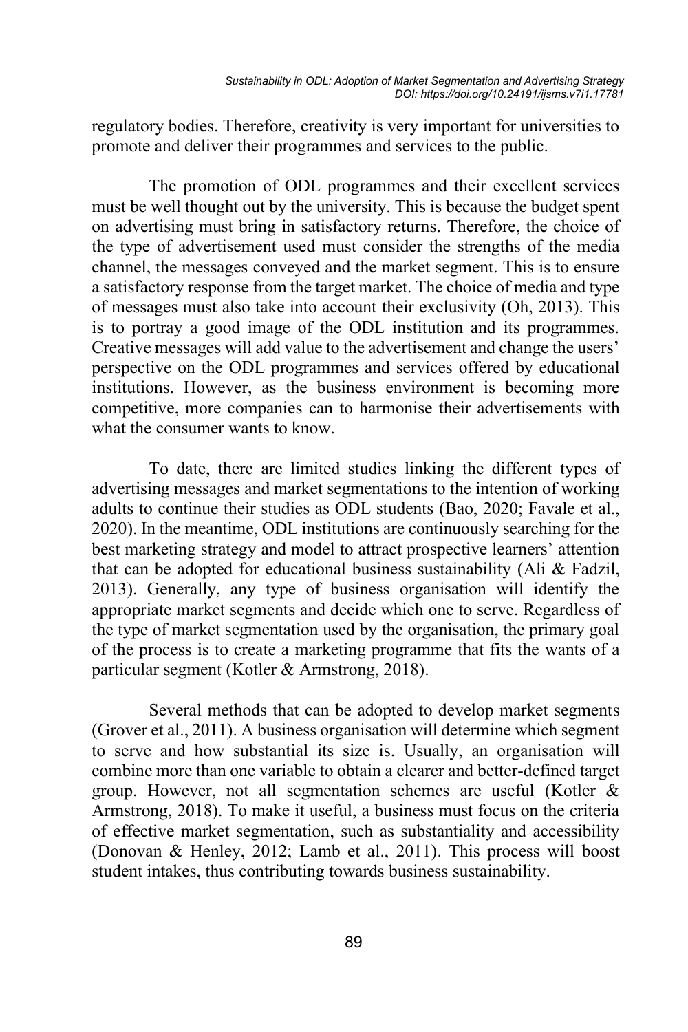regulatory bodies. Therefore, creativity is very important for universities to promote and deliver their programmes and services to the public.

The promotion of ODL programmes and their excellent services must be well thought out by the university. This is because the budget spent on advertising must bring in satisfactory returns. Therefore, the choice of the type of advertisement used must consider the strengths of the media channel, the messages conveyed and the market segment. This is to ensure a satisfactory response from the target market. The choice of media and type of messages must also take into account their exclusivity (Oh, 2013). This is to portray a good image of the ODL institution and its programmes. Creative messages will add value to the advertisement and change the users' perspective on the ODL programmes and services offered by educational institutions. However, as the business environment is becoming more competitive, more companies can to harmonise their advertisements with what the consumer wants to know.

To date, there are limited studies linking the different types of advertising messages and market segmentations to the intention of working adults to continue their studies as ODL students (Bao, 2020; Favale et al., 2020). In the meantime, ODL institutions are continuously searching for the best marketing strategy and model to attract prospective learners' attention that can be adopted for educational business sustainability (Ali & Fadzil, 2013). Generally, any type of business organisation will identify the appropriate market segments and decide which one to serve. Regardless of the type of market segmentation used by the organisation, the primary goal of the process is to create a marketing programme that fits the wants of a particular segment (Kotler & Armstrong, 2018).

Several methods that can be adopted to develop market segments (Grover et al., 2011). A business organisation will determine which segment to serve and how substantial its size is. Usually, an organisation will combine more than one variable to obtain a clearer and better-defined target group. However, not all segmentation schemes are useful (Kotler & Armstrong, 2018). To make it useful, a business must focus on the criteria of effective market segmentation, such as substantiality and accessibility (Donovan & Henley, 2012; Lamb et al., 2011). This process will boost student intakes, thus contributing towards business sustainability.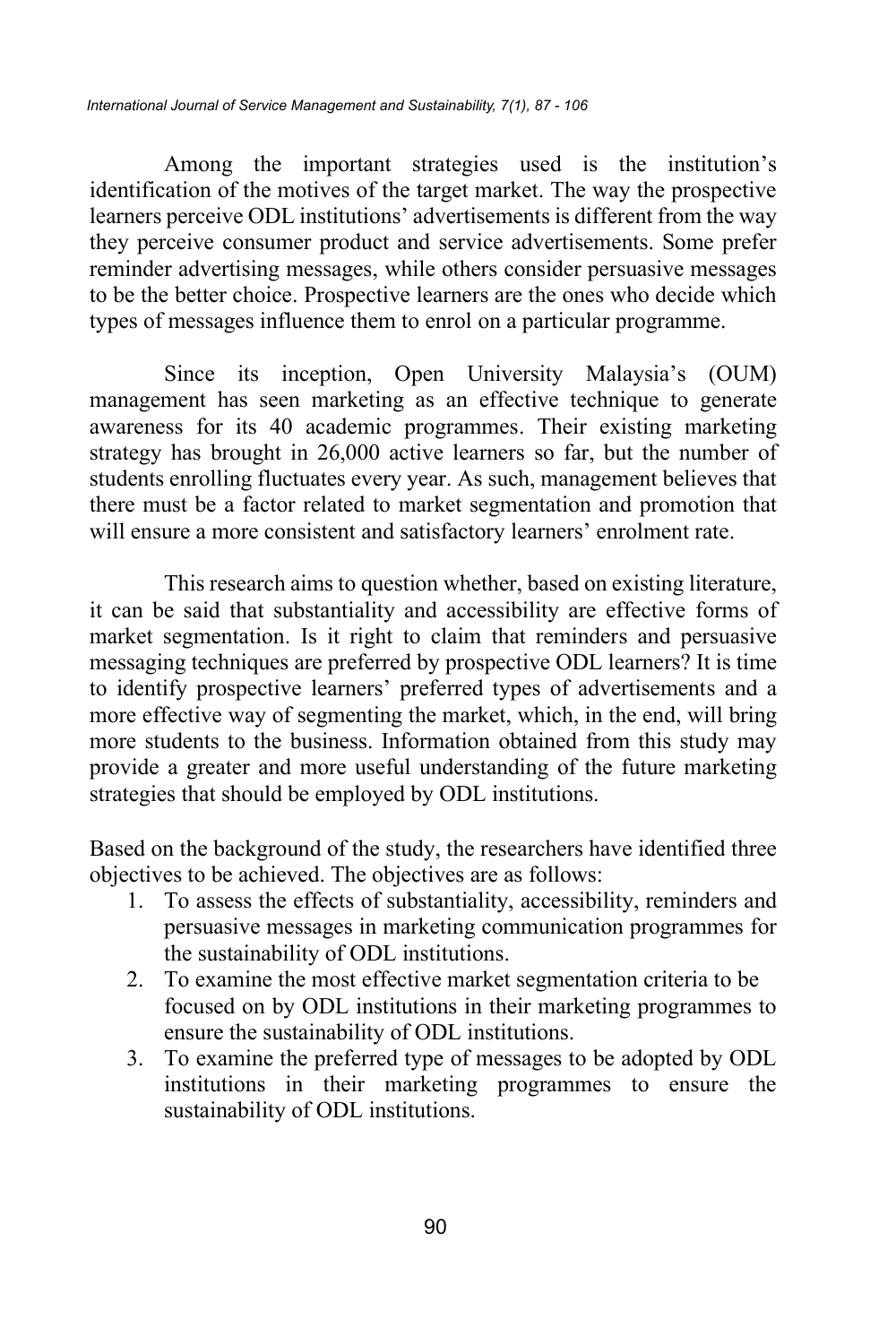Among the important strategies used is the institution's identification of the motives of the target market. The way the prospective learners perceive ODL institutions' advertisements is different from the way they perceive consumer product and service advertisements. Some prefer reminder advertising messages, while others consider persuasive messages to be the better choice. Prospective learners are the ones who decide which types of messages influence them to enrol on a particular programme.

Since its inception, Open University Malaysia's (OUM) management has seen marketing as an effective technique to generate awareness for its 40 academic programmes. Their existing marketing strategy has brought in 26,000 active learners so far, but the number of students enrolling fluctuates every year. As such, management believes that there must be a factor related to market segmentation and promotion that will ensure a more consistent and satisfactory learners' enrolment rate.

This research aims to question whether, based on existing literature, it can be said that substantiality and accessibility are effective forms of market segmentation. Is it right to claim that reminders and persuasive messaging techniques are preferred by prospective ODL learners? It is time to identify prospective learners' preferred types of advertisements and a more effective way of segmenting the market, which, in the end, will bring more students to the business. Information obtained from this study may provide a greater and more useful understanding of the future marketing strategies that should be employed by ODL institutions.

Based on the background of the study, the researchers have identified three objectives to be achieved. The objectives are as follows:

1. To assess the effects of substantiality, accessibility, reminders and persuasive messages in marketing communication programmes for the sustainability of ODL institutions.
2. To examine the most effective market segmentation criteria to be focused on by ODL institutions in their marketing programmes to ensure the sustainability of ODL institutions.
3. To examine the preferred type of messages to be adopted by ODL institutions in their marketing programmes to ensure the sustainability of ODL institutions.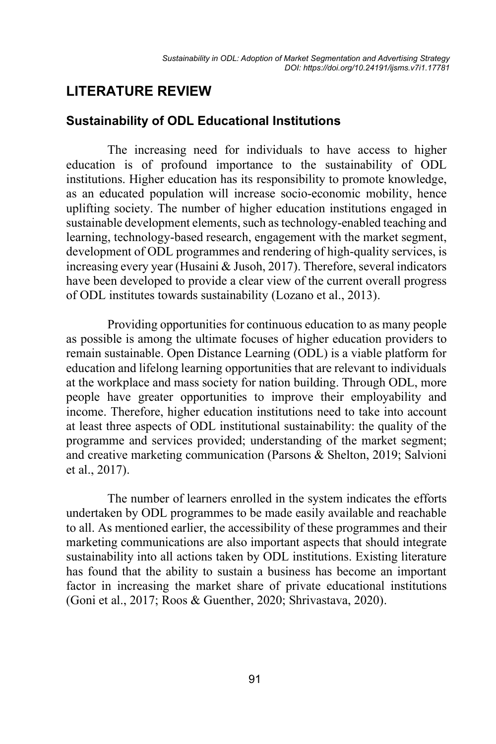## LITERATURE REVIEW

### Sustainability of ODL Educational Institutions

The increasing need for individuals to have access to higher education is of profound importance to the sustainability of ODL institutions. Higher education has its responsibility to promote knowledge, as an educated population will increase socio-economic mobility, hence uplifting society. The number of higher education institutions engaged in sustainable development elements, such as technology-enabled teaching and learning, technology-based research, engagement with the market segment, development of ODL programmes and rendering of high-quality services, is increasing every year (Husaini & Jusoh, 2017). Therefore, several indicators have been developed to provide a clear view of the current overall progress of ODL institutes towards sustainability (Lozano et al., 2013).

Providing opportunities for continuous education to as many people as possible is among the ultimate focuses of higher education providers to remain sustainable. Open Distance Learning (ODL) is a viable platform for education and lifelong learning opportunities that are relevant to individuals at the workplace and mass society for nation building. Through ODL, more people have greater opportunities to improve their employability and income. Therefore, higher education institutions need to take into account at least three aspects of ODL institutional sustainability: the quality of the programme and services provided; understanding of the market segment; and creative marketing communication (Parsons & Shelton, 2019; Salvioni et al., 2017).

The number of learners enrolled in the system indicates the efforts undertaken by ODL programmes to be made easily available and reachable to all. As mentioned earlier, the accessibility of these programmes and their marketing communications are also important aspects that should integrate sustainability into all actions taken by ODL institutions. Existing literature has found that the ability to sustain a business has become an important factor in increasing the market share of private educational institutions (Goni et al., 2017; Roos & Guenther, 2020; Shrivastava, 2020).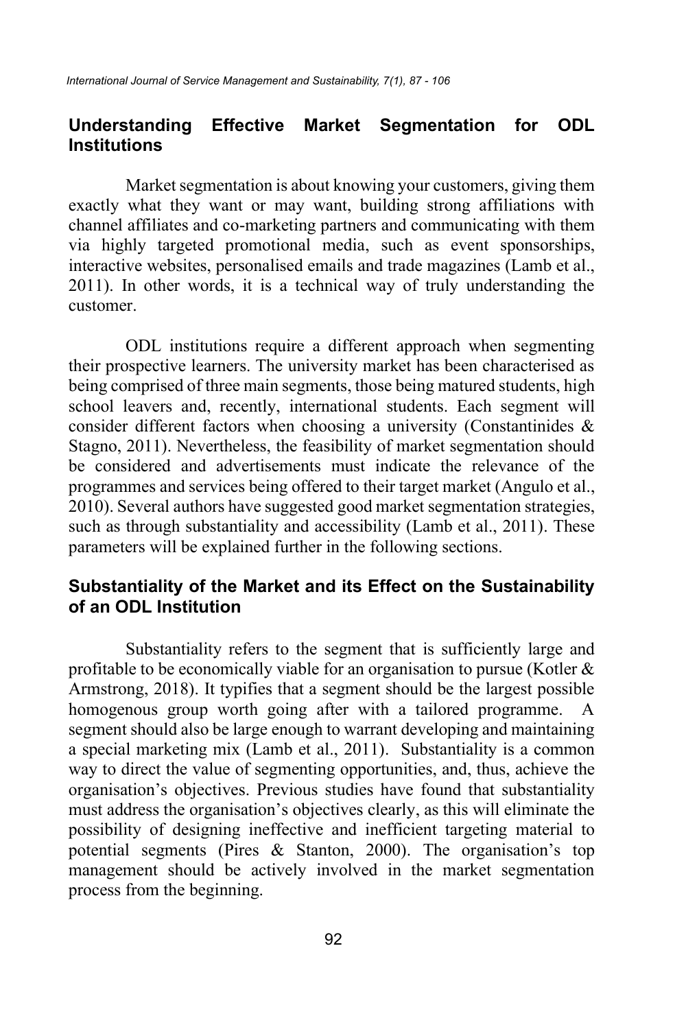## Understanding Effective Market Segmentation for ODL Institutions

Market segmentation is about knowing your customers, giving them exactly what they want or may want, building strong affiliations with channel affiliates and co-marketing partners and communicating with them via highly targeted promotional media, such as event sponsorships, interactive websites, personalised emails and trade magazines (Lamb et al., 2011). In other words, it is a technical way of truly understanding the customer.

ODL institutions require a different approach when segmenting their prospective learners. The university market has been characterised as being comprised of three main segments, those being matured students, high school leavers and, recently, international students. Each segment will consider different factors when choosing a university (Constantinides & Stagno, 2011). Nevertheless, the feasibility of market segmentation should be considered and advertisements must indicate the relevance of the programmes and services being offered to their target market (Angulo et al., 2010). Several authors have suggested good market segmentation strategies, such as through substantiality and accessibility (Lamb et al., 2011). These parameters will be explained further in the following sections.

## Substantiality of the Market and its Effect on the Sustainability of an ODL Institution

Substantiality refers to the segment that is sufficiently large and profitable to be economically viable for an organisation to pursue (Kotler & Armstrong, 2018). It typifies that a segment should be the largest possible homogenous group worth going after with a tailored programme. A segment should also be large enough to warrant developing and maintaining a special marketing mix (Lamb et al., 2011). Substantiality is a common way to direct the value of segmenting opportunities, and, thus, achieve the organisation's objectives. Previous studies have found that substantiality must address the organisation's objectives clearly, as this will eliminate the possibility of designing ineffective and inefficient targeting material to potential segments (Pires & Stanton, 2000). The organisation's top management should be actively involved in the market segmentation process from the beginning.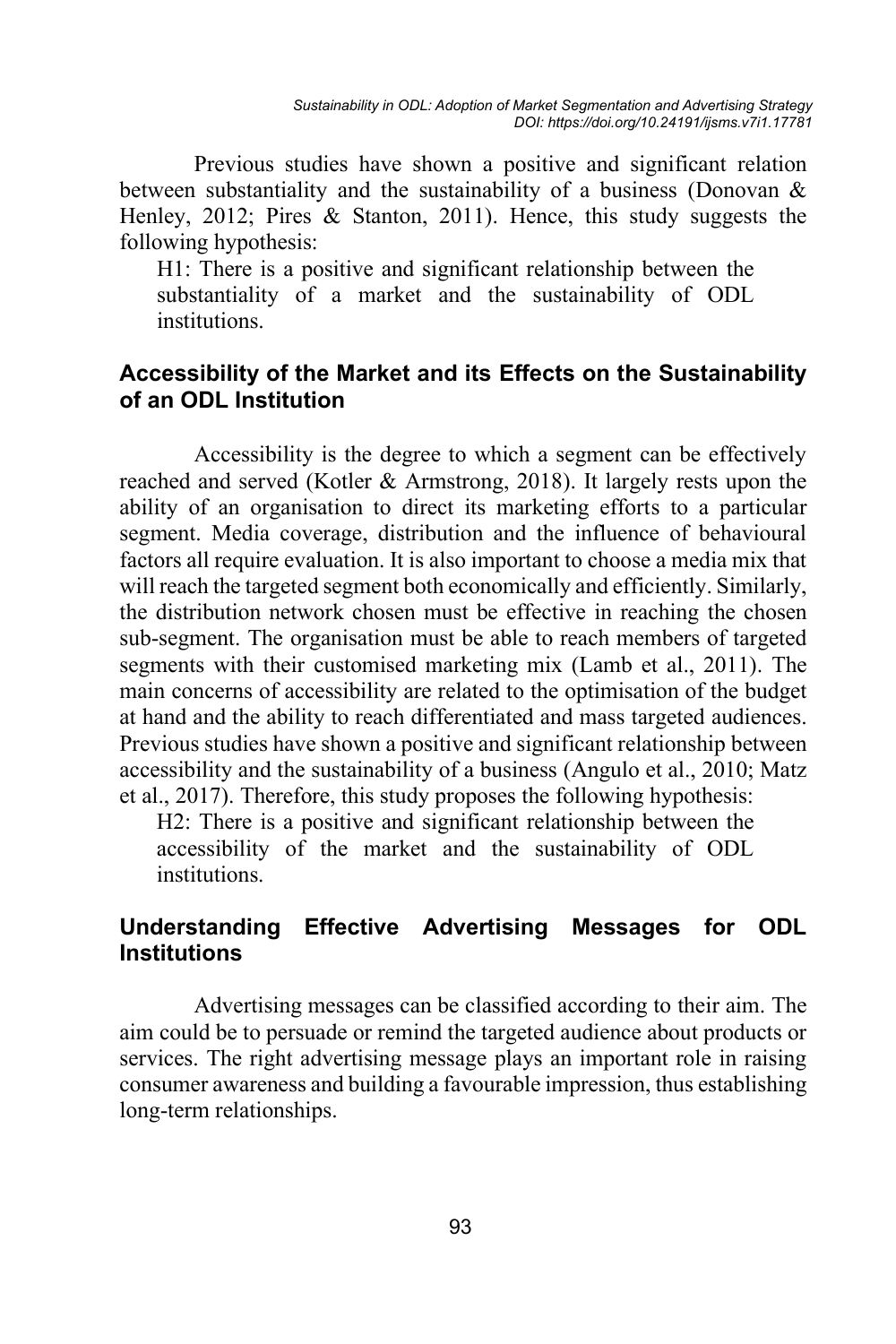Previous studies have shown a positive and significant relation between substantiality and the sustainability of a business (Donovan & Henley, 2012; Pires & Stanton, 2011). Hence, this study suggests the following hypothesis:

> H1: There is a positive and significant relationship between the substantiality of a market and the sustainability of ODL institutions.

## Accessibility of the Market and its Effects on the Sustainability of an ODL Institution

Accessibility is the degree to which a segment can be effectively reached and served (Kotler & Armstrong, 2018). It largely rests upon the ability of an organisation to direct its marketing efforts to a particular segment. Media coverage, distribution and the influence of behavioural factors all require evaluation. It is also important to choose a media mix that will reach the targeted segment both economically and efficiently. Similarly, the distribution network chosen must be effective in reaching the chosen sub-segment. The organisation must be able to reach members of targeted segments with their customised marketing mix (Lamb et al., 2011). The main concerns of accessibility are related to the optimisation of the budget at hand and the ability to reach differentiated and mass targeted audiences. Previous studies have shown a positive and significant relationship between accessibility and the sustainability of a business (Angulo et al., 2010; Matz et al., 2017). Therefore, this study proposes the following hypothesis:

> H2: There is a positive and significant relationship between the accessibility of the market and the sustainability of ODL institutions.

## Understanding Effective Advertising Messages for ODL Institutions

Advertising messages can be classified according to their aim. The aim could be to persuade or remind the targeted audience about products or services. The right advertising message plays an important role in raising consumer awareness and building a favourable impression, thus establishing long-term relationships.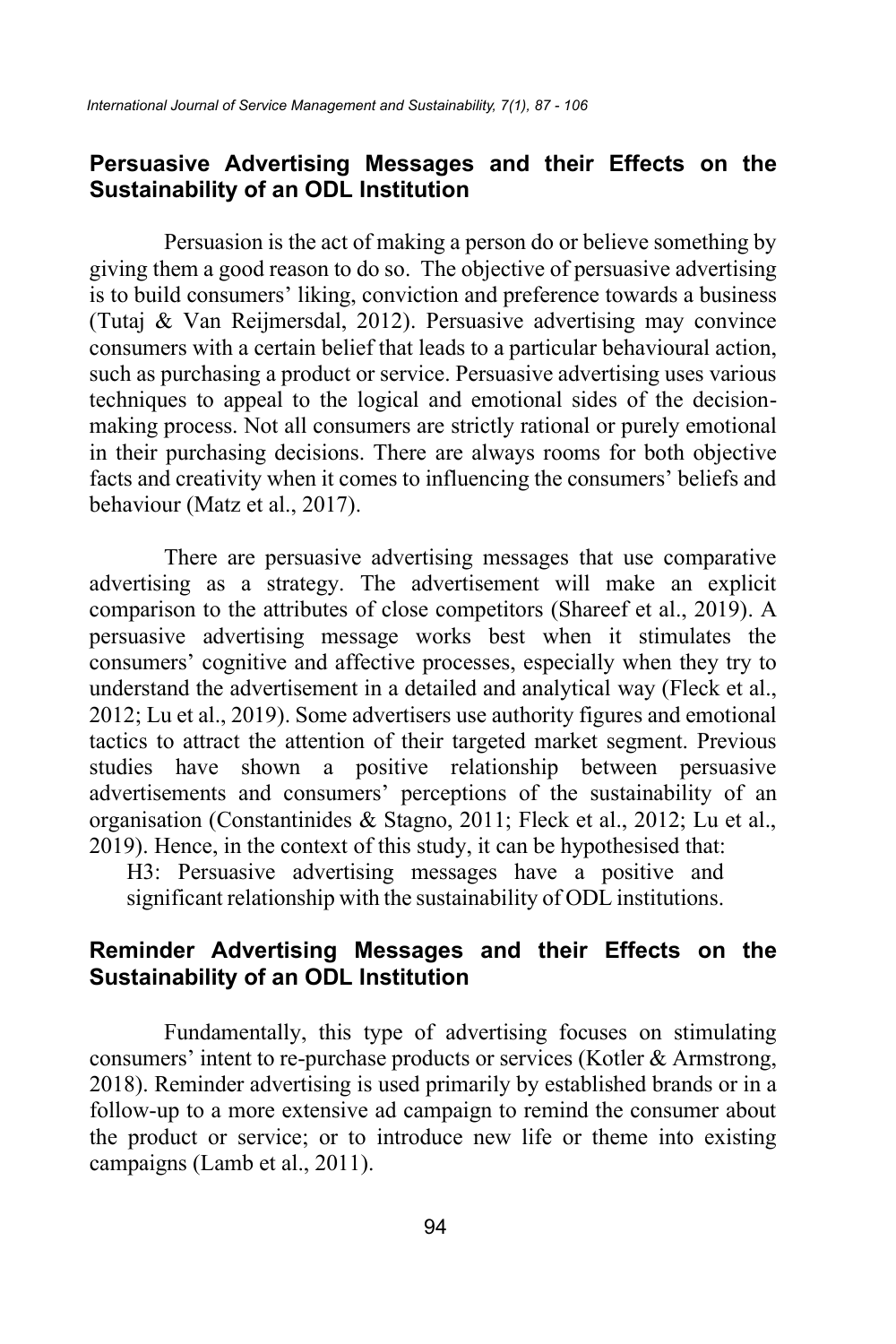## Persuasive Advertising Messages and their Effects on the Sustainability of an ODL Institution

Persuasion is the act of making a person do or believe something by giving them a good reason to do so. The objective of persuasive advertising is to build consumers' liking, conviction and preference towards a business (Tutaj & Van Reijmersdal, 2012). Persuasive advertising may convince consumers with a certain belief that leads to a particular behavioural action, such as purchasing a product or service. Persuasive advertising uses various techniques to appeal to the logical and emotional sides of the decision-making process. Not all consumers are strictly rational or purely emotional in their purchasing decisions. There are always rooms for both objective facts and creativity when it comes to influencing the consumers' beliefs and behaviour (Matz et al., 2017).

There are persuasive advertising messages that use comparative advertising as a strategy. The advertisement will make an explicit comparison to the attributes of close competitors (Shareef et al., 2019). A persuasive advertising message works best when it stimulates the consumers' cognitive and affective processes, especially when they try to understand the advertisement in a detailed and analytical way (Fleck et al., 2012; Lu et al., 2019). Some advertisers use authority figures and emotional tactics to attract the attention of their targeted market segment. Previous studies have shown a positive relationship between persuasive advertisements and consumers' perceptions of the sustainability of an organisation (Constantinides & Stagno, 2011; Fleck et al., 2012; Lu et al., 2019). Hence, in the context of this study, it can be hypothesised that:

H3: Persuasive advertising messages have a positive and significant relationship with the sustainability of ODL institutions.

## Reminder Advertising Messages and their Effects on the Sustainability of an ODL Institution

Fundamentally, this type of advertising focuses on stimulating consumers' intent to re-purchase products or services (Kotler & Armstrong, 2018). Reminder advertising is used primarily by established brands or in a follow-up to a more extensive ad campaign to remind the consumer about the product or service; or to introduce new life or theme into existing campaigns (Lamb et al., 2011).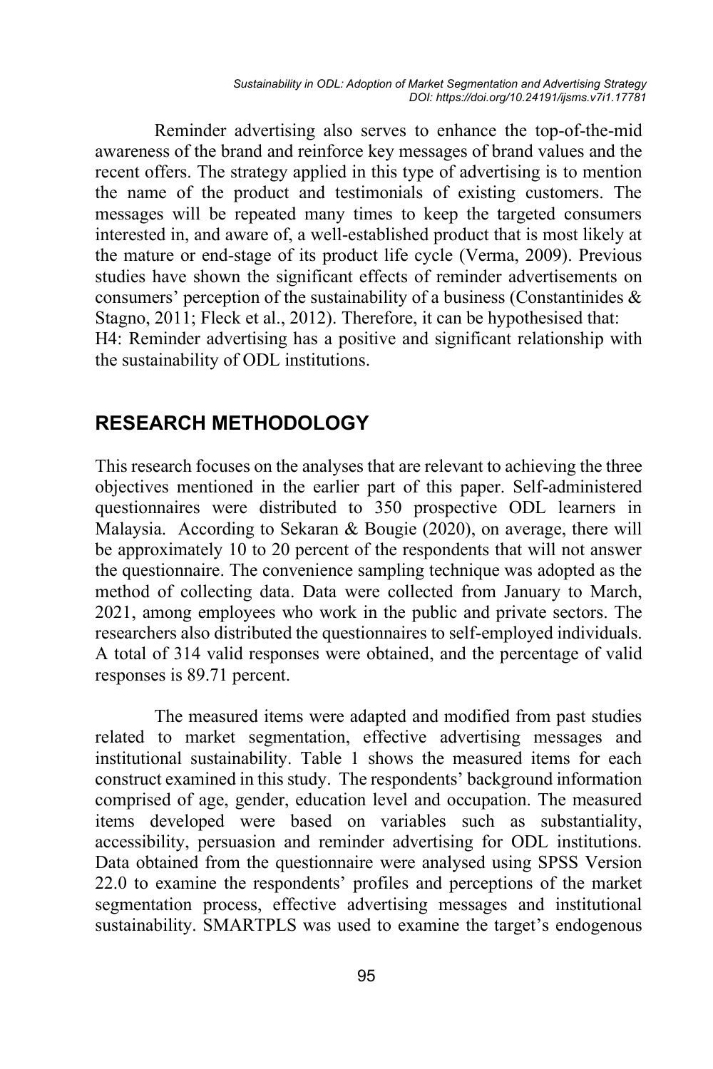Reminder advertising also serves to enhance the top-of-the-mid awareness of the brand and reinforce key messages of brand values and the recent offers. The strategy applied in this type of advertising is to mention the name of the product and testimonials of existing customers. The messages will be repeated many times to keep the targeted consumers interested in, and aware of, a well-established product that is most likely at the mature or end-stage of its product life cycle (Verma, 2009). Previous studies have shown the significant effects of reminder advertisements on consumers' perception of the sustainability of a business (Constantinides & Stagno, 2011; Fleck et al., 2012). Therefore, it can be hypothesised that:
H4: Reminder advertising has a positive and significant relationship with the sustainability of ODL institutions.

## RESEARCH METHODOLOGY

This research focuses on the analyses that are relevant to achieving the three objectives mentioned in the earlier part of this paper. Self-administered questionnaires were distributed to 350 prospective ODL learners in Malaysia. According to Sekaran & Bougie (2020), on average, there will be approximately 10 to 20 percent of the respondents that will not answer the questionnaire. The convenience sampling technique was adopted as the method of collecting data. Data were collected from January to March, 2021, among employees who work in the public and private sectors. The researchers also distributed the questionnaires to self-employed individuals. A total of 314 valid responses were obtained, and the percentage of valid responses is 89.71 percent.

The measured items were adapted and modified from past studies related to market segmentation, effective advertising messages and institutional sustainability. Table 1 shows the measured items for each construct examined in this study. The respondents' background information comprised of age, gender, education level and occupation. The measured items developed were based on variables such as substantiality, accessibility, persuasion and reminder advertising for ODL institutions. Data obtained from the questionnaire were analysed using SPSS Version 22.0 to examine the respondents' profiles and perceptions of the market segmentation process, effective advertising messages and institutional sustainability. SMARTPLS was used to examine the target's endogenous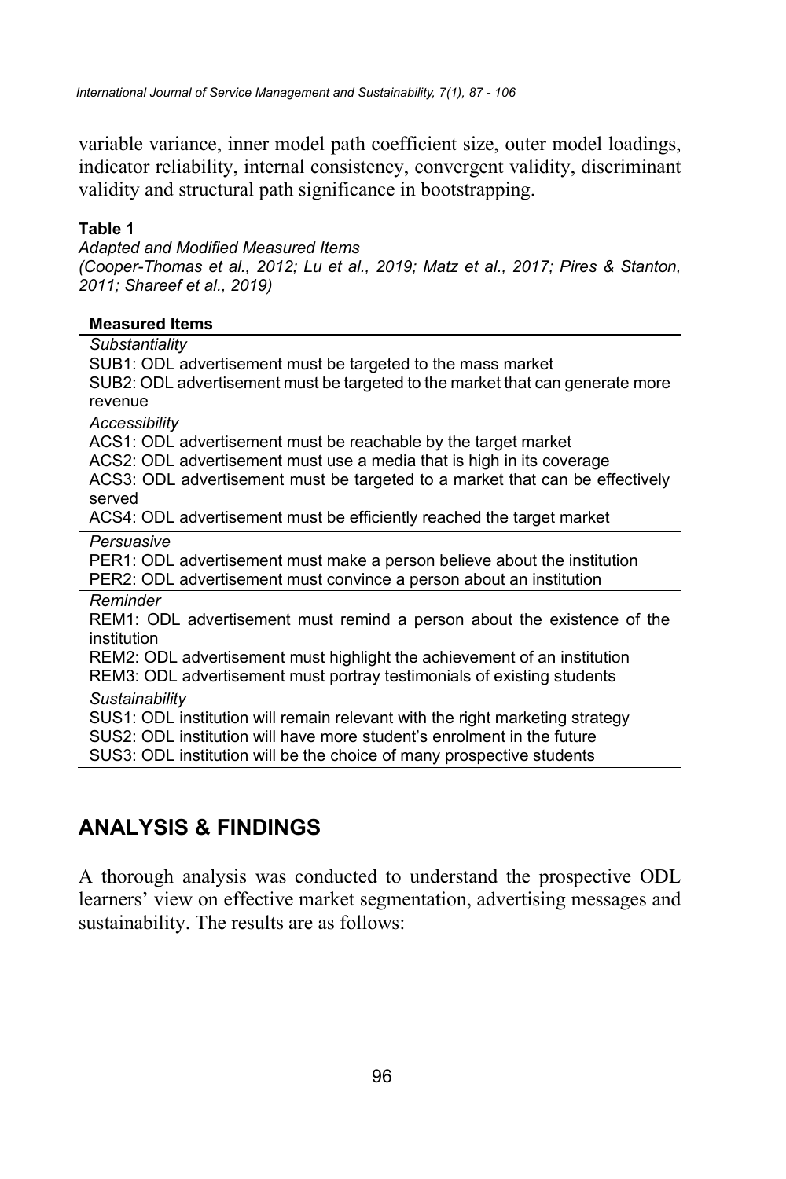variable variance, inner model path coefficient size, outer model loadings, indicator reliability, internal consistency, convergent validity, discriminant validity and structural path significance in bootstrapping.

**Table 1**

*Adapted and Modified Measured Items*
*(Cooper-Thomas et al., 2012; Lu et al., 2019; Matz et al., 2017; Pires & Stanton, 2011; Shareef et al., 2019)*

| **Measured Items** |
|---|
| *Substantiality* |
| SUB1: ODL advertisement must be targeted to the mass market |
| SUB2: ODL advertisement must be targeted to the market that can generate more revenue |
| *Accessibility* |
| ACS1: ODL advertisement must be reachable by the target market |
| ACS2: ODL advertisement must use a media that is high in its coverage |
| ACS3: ODL advertisement must be targeted to a market that can be effectively served |
| ACS4: ODL advertisement must be efficiently reached the target market |
| *Persuasive* |
| PER1: ODL advertisement must make a person believe about the institution |
| PER2: ODL advertisement must convince a person about an institution |
| *Reminder* |
| REM1: ODL advertisement must remind a person about the existence of the institution |
| REM2: ODL advertisement must highlight the achievement of an institution |
| REM3: ODL advertisement must portray testimonials of existing students |
| *Sustainability* |
| SUS1: ODL institution will remain relevant with the right marketing strategy |
| SUS2: ODL institution will have more student's enrolment in the future |
| SUS3: ODL institution will be the choice of many prospective students |

## ANALYSIS & FINDINGS

A thorough analysis was conducted to understand the prospective ODL learners' view on effective market segmentation, advertising messages and sustainability. The results are as follows: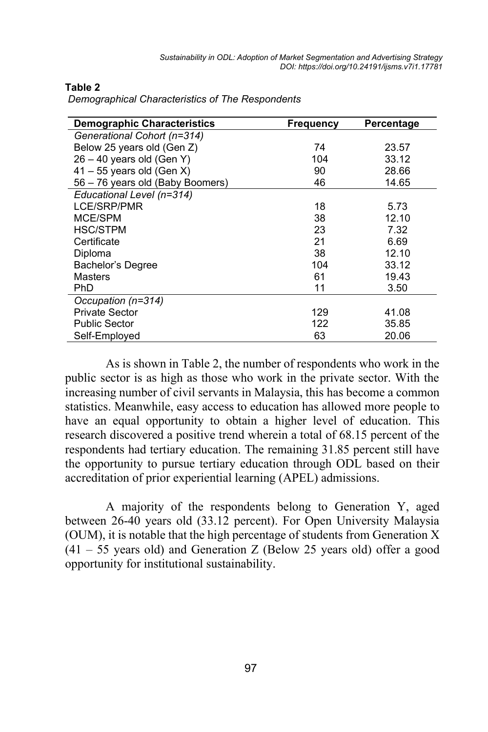**Table 2**

*Demographical Characteristics of The Respondents*

| Demographic Characteristics | Frequency | Percentage |
|---|---|---|
| *Generational Cohort (n=314)* | | |
| Below 25 years old (Gen Z) | 74 | 23.57 |
| 26 – 40 years old (Gen Y) | 104 | 33.12 |
| 41 – 55 years old (Gen X) | 90 | 28.66 |
| 56 – 76 years old (Baby Boomers) | 46 | 14.65 |
| *Educational Level (n=314)* | | |
| LCE/SRP/PMR | 18 | 5.73 |
| MCE/SPM | 38 | 12.10 |
| HSC/STPM | 23 | 7.32 |
| Certificate | 21 | 6.69 |
| Diploma | 38 | 12.10 |
| Bachelor's Degree | 104 | 33.12 |
| Masters | 61 | 19.43 |
| PhD | 11 | 3.50 |
| *Occupation (n=314)* | | |
| Private Sector | 129 | 41.08 |
| Public Sector | 122 | 35.85 |
| Self-Employed | 63 | 20.06 |

As is shown in Table 2, the number of respondents who work in the public sector is as high as those who work in the private sector. With the increasing number of civil servants in Malaysia, this has become a common statistics. Meanwhile, easy access to education has allowed more people to have an equal opportunity to obtain a higher level of education. This research discovered a positive trend wherein a total of 68.15 percent of the respondents had tertiary education. The remaining 31.85 percent still have the opportunity to pursue tertiary education through ODL based on their accreditation of prior experiential learning (APEL) admissions.

A majority of the respondents belong to Generation Y, aged between 26-40 years old (33.12 percent). For Open University Malaysia (OUM), it is notable that the high percentage of students from Generation X (41 – 55 years old) and Generation Z (Below 25 years old) offer a good opportunity for institutional sustainability.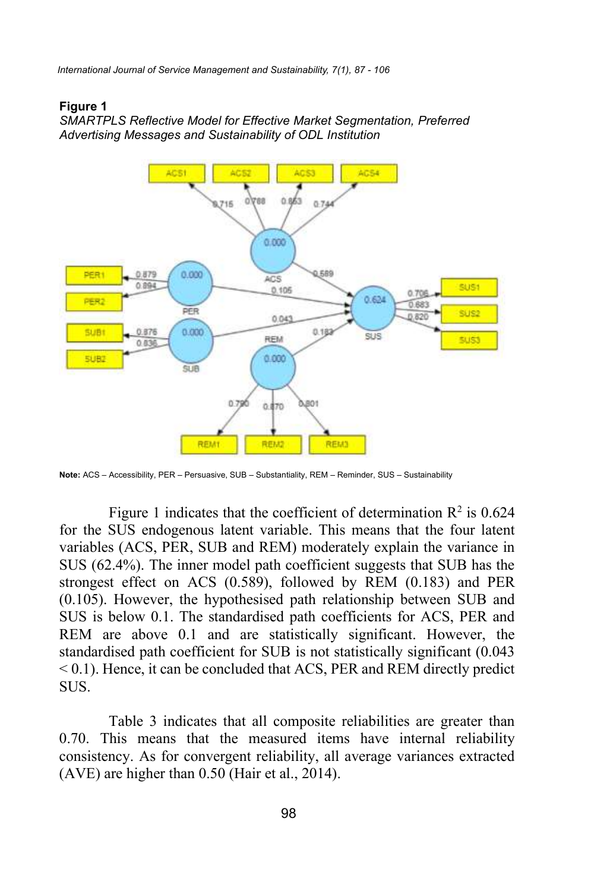**Figure 1**

*SMARTPLS Reflective Model for Effective Market Segmentation, Preferred Advertising Messages and Sustainability of ODL Institution*

**Note:** ACS – Accessibility, PER – Persuasive, SUB – Substantiality, REM – Reminder, SUS – Sustainability

Figure 1 indicates that the coefficient of determination $R^2$ is 0.624 for the SUS endogenous latent variable. This means that the four latent variables (ACS, PER, SUB and REM) moderately explain the variance in SUS (62.4%). The inner model path coefficient suggests that SUB has the strongest effect on ACS (0.589), followed by REM (0.183) and PER (0.105). However, the hypothesised path relationship between SUB and SUS is below 0.1. The standardised path coefficients for ACS, PER and REM are above 0.1 and are statistically significant. However, the standardised path coefficient for SUB is not statistically significant (0.043 < 0.1). Hence, it can be concluded that ACS, PER and REM directly predict SUS.

Table 3 indicates that all composite reliabilities are greater than 0.70. This means that the measured items have internal reliability consistency. As for convergent reliability, all average variances extracted (AVE) are higher than 0.50 (Hair et al., 2014).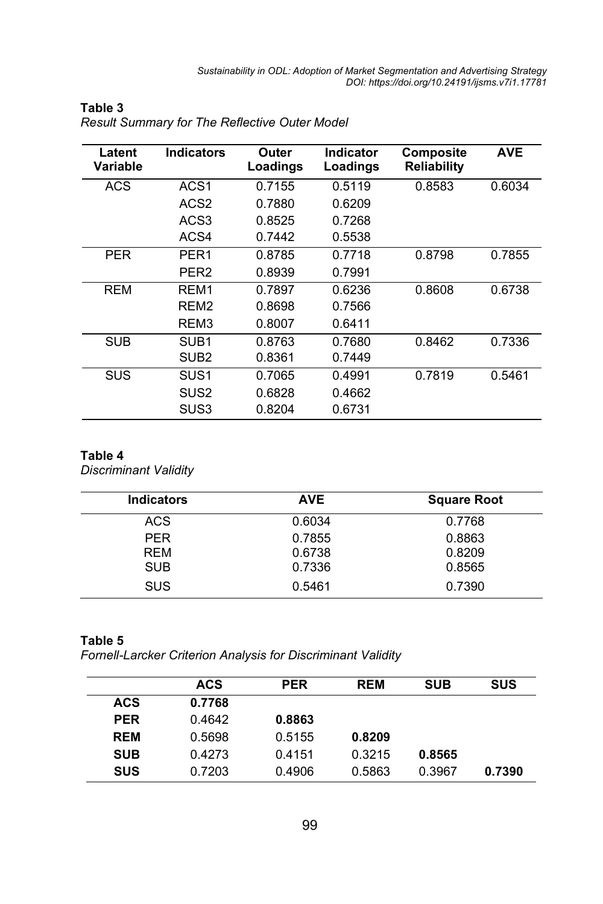**Table 3**

*Result Summary for The Reflective Outer Model*

| Latent Variable | Indicators | Outer Loadings | Indicator Loadings | Composite Reliability | AVE |
|---|---|---|---|---|---|
| ACS | ACS1 | 0.7155 | 0.5119 | 0.8583 | 0.6034 |
| | ACS2 | 0.7880 | 0.6209 | | |
| | ACS3 | 0.8525 | 0.7268 | | |
| | ACS4 | 0.7442 | 0.5538 | | |
| PER | PER1 | 0.8785 | 0.7718 | 0.8798 | 0.7855 |
| | PER2 | 0.8939 | 0.7991 | | |
| REM | REM1 | 0.7897 | 0.6236 | 0.8608 | 0.6738 |
| | REM2 | 0.8698 | 0.7566 | | |
| | REM3 | 0.8007 | 0.6411 | | |
| SUB | SUB1 | 0.8763 | 0.7680 | 0.8462 | 0.7336 |
| | SUB2 | 0.8361 | 0.7449 | | |
| SUS | SUS1 | 0.7065 | 0.4991 | 0.7819 | 0.5461 |
| | SUS2 | 0.6828 | 0.4662 | | |
| | SUS3 | 0.8204 | 0.6731 | | |

**Table 4**

*Discriminant Validity*

| Indicators | AVE | Square Root |
|---|---|---|
| ACS | 0.6034 | 0.7768 |
| PER | 0.7855 | 0.8863 |
| REM | 0.6738 | 0.8209 |
| SUB | 0.7336 | 0.8565 |
| SUS | 0.5461 | 0.7390 |

**Table 5**

*Fornell-Larcker Criterion Analysis for Discriminant Validity*

| | ACS | PER | REM | SUB | SUS |
|---|---|---|---|---|---|
| **ACS** | **0.7768** | | | | |
| **PER** | 0.4642 | **0.8863** | | | |
| **REM** | 0.5698 | 0.5155 | **0.8209** | | |
| **SUB** | 0.4273 | 0.4151 | 0.3215 | **0.8565** | |
| **SUS** | 0.7203 | 0.4906 | 0.5863 | 0.3967 | **0.7390** |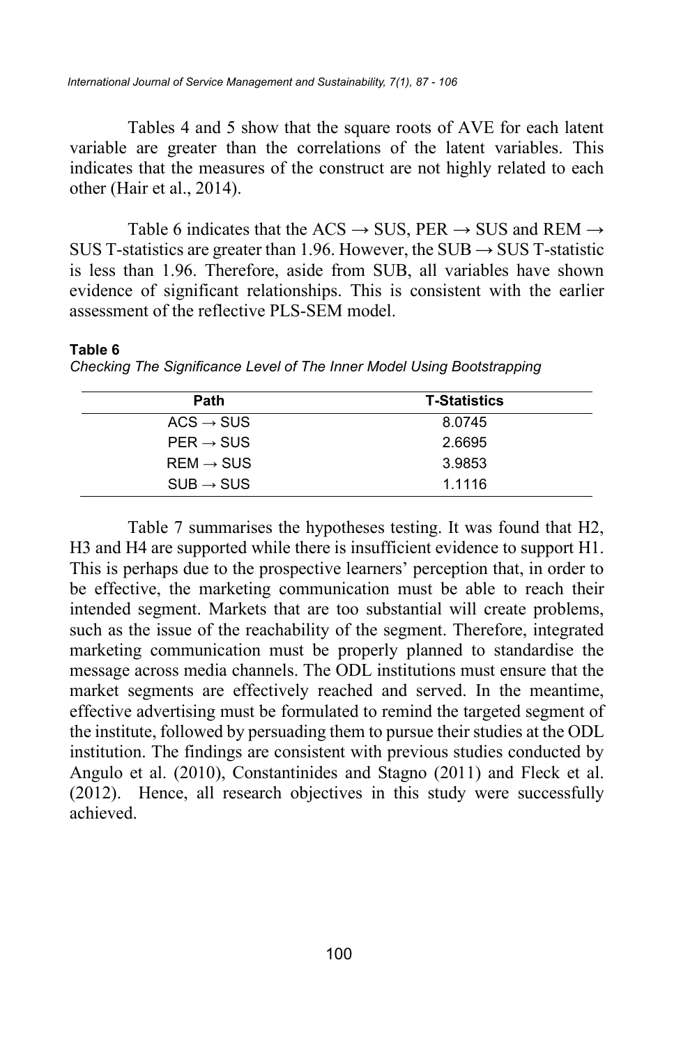Tables 4 and 5 show that the square roots of AVE for each latent variable are greater than the correlations of the latent variables. This indicates that the measures of the construct are not highly related to each other (Hair et al., 2014).

Table 6 indicates that the ACS → SUS, PER → SUS and REM → SUS T-statistics are greater than 1.96. However, the SUB → SUS T-statistic is less than 1.96. Therefore, aside from SUB, all variables have shown evidence of significant relationships. This is consistent with the earlier assessment of the reflective PLS-SEM model.

**Table 6**

*Checking The Significance Level of The Inner Model Using Bootstrapping*

| Path | T-Statistics |
|---|---|
| ACS → SUS | 8.0745 |
| PER → SUS | 2.6695 |
| REM → SUS | 3.9853 |
| SUB → SUS | 1.1116 |

Table 7 summarises the hypotheses testing. It was found that H2, H3 and H4 are supported while there is insufficient evidence to support H1. This is perhaps due to the prospective learners' perception that, in order to be effective, the marketing communication must be able to reach their intended segment. Markets that are too substantial will create problems, such as the issue of the reachability of the segment. Therefore, integrated marketing communication must be properly planned to standardise the message across media channels. The ODL institutions must ensure that the market segments are effectively reached and served. In the meantime, effective advertising must be formulated to remind the targeted segment of the institute, followed by persuading them to pursue their studies at the ODL institution. The findings are consistent with previous studies conducted by Angulo et al. (2010), Constantinides and Stagno (2011) and Fleck et al. (2012). Hence, all research objectives in this study were successfully achieved.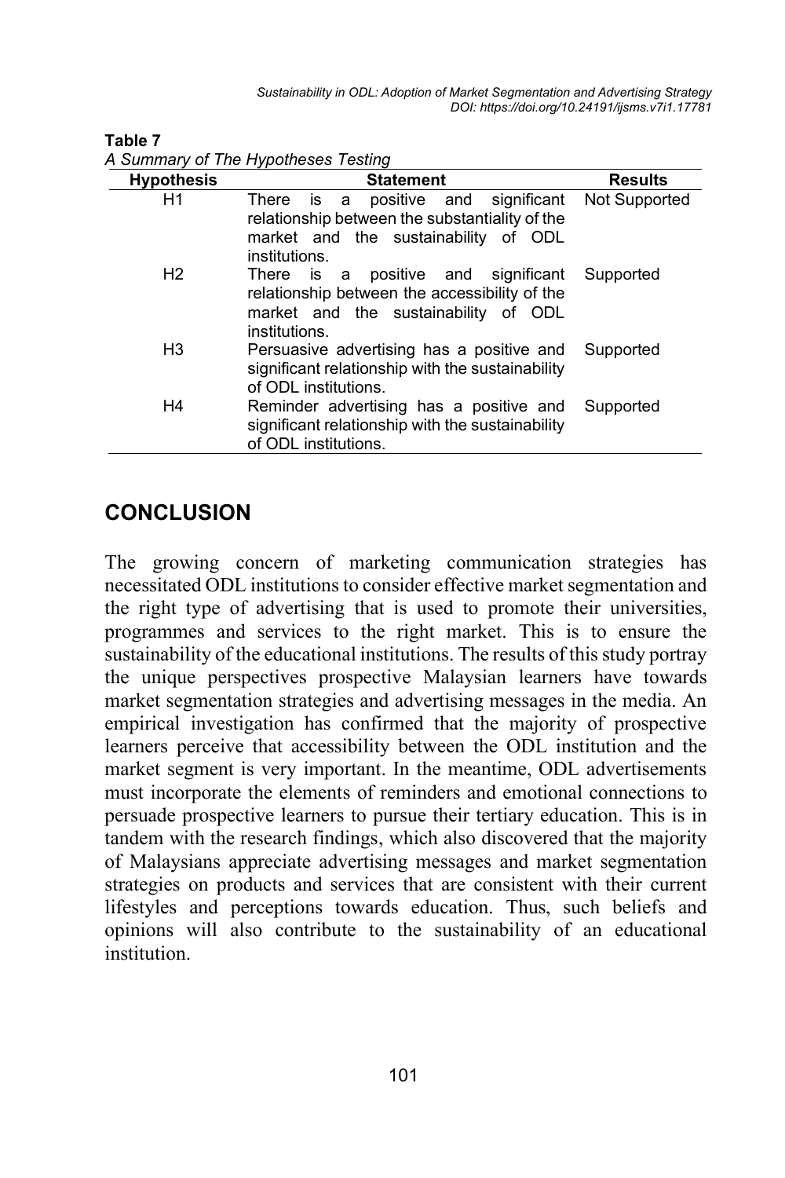**Table 7**

*A Summary of The Hypotheses Testing*

| Hypothesis | Statement | Results |
|---|---|---|
| H1 | There is a positive and significant relationship between the substantiality of the market and the sustainability of ODL institutions. | Not Supported |
| H2 | There is a positive and significant relationship between the accessibility of the market and the sustainability of ODL institutions. | Supported |
| H3 | Persuasive advertising has a positive and significant relationship with the sustainability of ODL institutions. | Supported |
| H4 | Reminder advertising has a positive and significant relationship with the sustainability of ODL institutions. | Supported |

## CONCLUSION

The growing concern of marketing communication strategies has necessitated ODL institutions to consider effective market segmentation and the right type of advertising that is used to promote their universities, programmes and services to the right market. This is to ensure the sustainability of the educational institutions. The results of this study portray the unique perspectives prospective Malaysian learners have towards market segmentation strategies and advertising messages in the media. An empirical investigation has confirmed that the majority of prospective learners perceive that accessibility between the ODL institution and the market segment is very important. In the meantime, ODL advertisements must incorporate the elements of reminders and emotional connections to persuade prospective learners to pursue their tertiary education. This is in tandem with the research findings, which also discovered that the majority of Malaysians appreciate advertising messages and market segmentation strategies on products and services that are consistent with their current lifestyles and perceptions towards education. Thus, such beliefs and opinions will also contribute to the sustainability of an educational institution.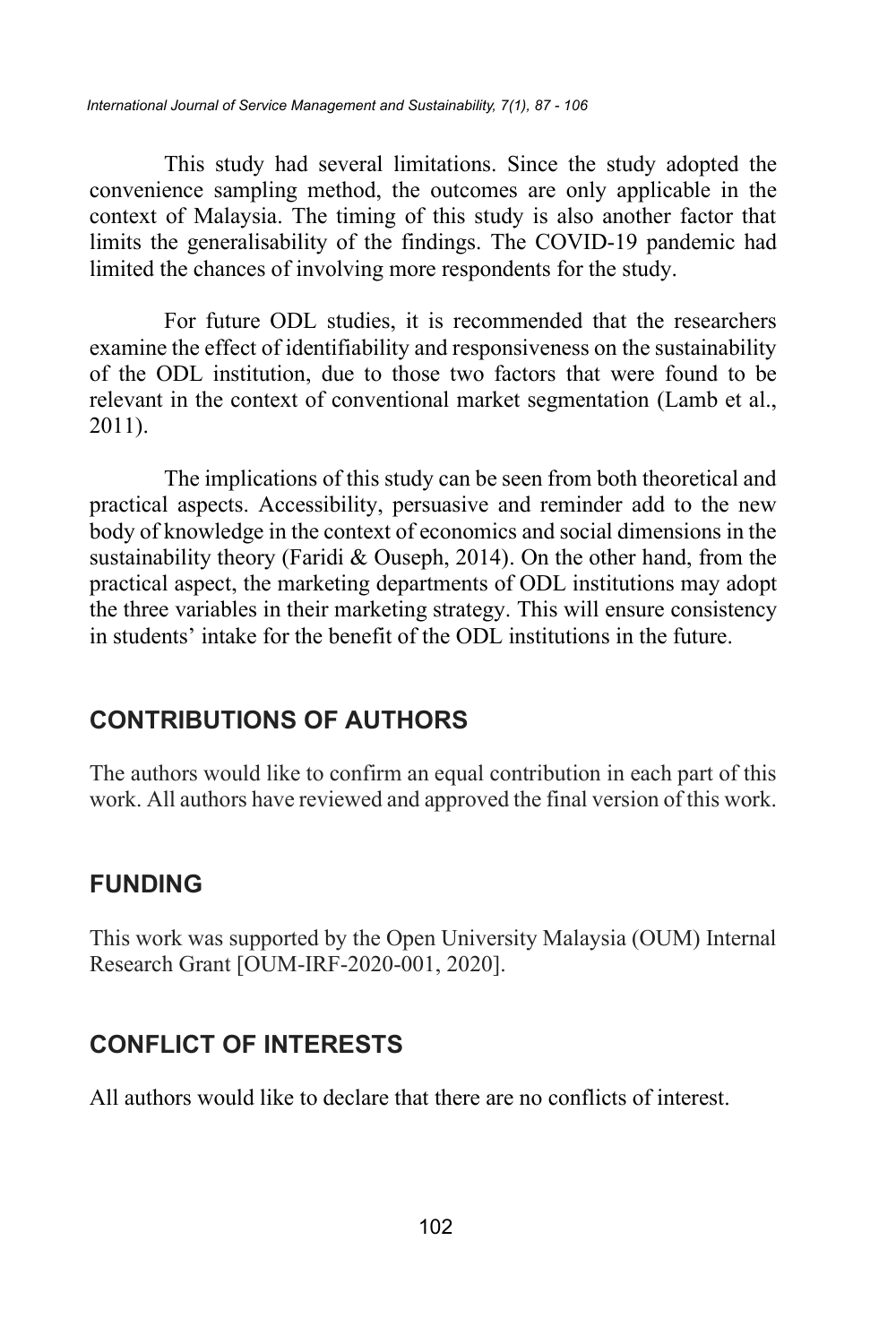This study had several limitations. Since the study adopted the convenience sampling method, the outcomes are only applicable in the context of Malaysia. The timing of this study is also another factor that limits the generalisability of the findings. The COVID-19 pandemic had limited the chances of involving more respondents for the study.

For future ODL studies, it is recommended that the researchers examine the effect of identifiability and responsiveness on the sustainability of the ODL institution, due to those two factors that were found to be relevant in the context of conventional market segmentation (Lamb et al., 2011).

The implications of this study can be seen from both theoretical and practical aspects. Accessibility, persuasive and reminder add to the new body of knowledge in the context of economics and social dimensions in the sustainability theory (Faridi & Ouseph, 2014). On the other hand, from the practical aspect, the marketing departments of ODL institutions may adopt the three variables in their marketing strategy. This will ensure consistency in students' intake for the benefit of the ODL institutions in the future.

## CONTRIBUTIONS OF AUTHORS

The authors would like to confirm an equal contribution in each part of this work. All authors have reviewed and approved the final version of this work.

## FUNDING

This work was supported by the Open University Malaysia (OUM) Internal Research Grant [OUM-IRF-2020-001, 2020].

## CONFLICT OF INTERESTS

All authors would like to declare that there are no conflicts of interest.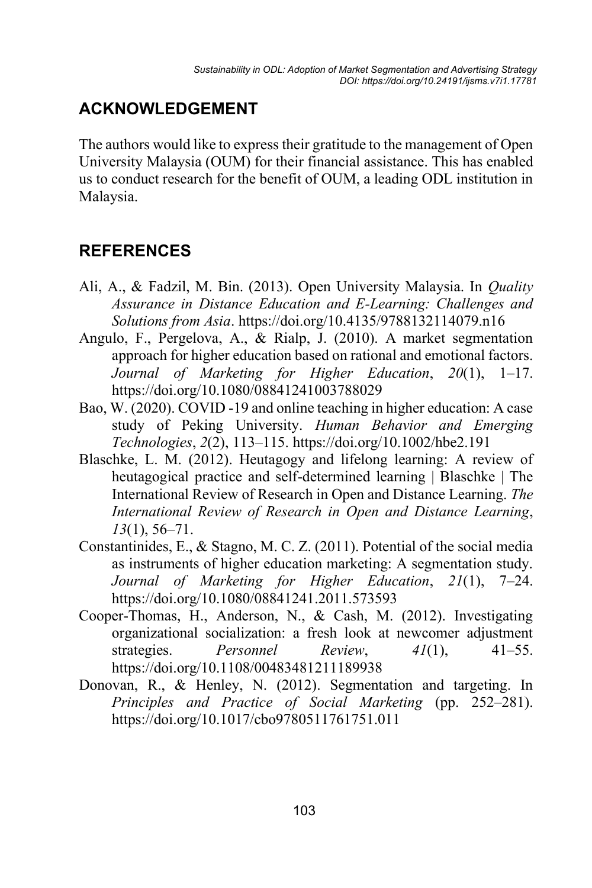## ACKNOWLEDGEMENT

The authors would like to express their gratitude to the management of Open University Malaysia (OUM) for their financial assistance. This has enabled us to conduct research for the benefit of OUM, a leading ODL institution in Malaysia.

## REFERENCES

Ali, A., & Fadzil, M. Bin. (2013). Open University Malaysia. In *Quality Assurance in Distance Education and E-Learning: Challenges and Solutions from Asia*. https://doi.org/10.4135/9788132114079.n16

Angulo, F., Pergelova, A., & Rialp, J. (2010). A market segmentation approach for higher education based on rational and emotional factors. *Journal of Marketing for Higher Education*, *20*(1), 1–17. https://doi.org/10.1080/08841241003788029

Bao, W. (2020). COVID -19 and online teaching in higher education: A case study of Peking University. *Human Behavior and Emerging Technologies*, *2*(2), 113–115. https://doi.org/10.1002/hbe2.191

Blaschke, L. M. (2012). Heutagogy and lifelong learning: A review of heutagogical practice and self-determined learning | Blaschke | The International Review of Research in Open and Distance Learning. *The International Review of Research in Open and Distance Learning*, *13*(1), 56–71.

Constantinides, E., & Stagno, M. C. Z. (2011). Potential of the social media as instruments of higher education marketing: A segmentation study. *Journal of Marketing for Higher Education*, *21*(1), 7–24. https://doi.org/10.1080/08841241.2011.573593

Cooper-Thomas, H., Anderson, N., & Cash, M. (2012). Investigating organizational socialization: a fresh look at newcomer adjustment strategies. *Personnel Review*, *41*(1), 41–55. https://doi.org/10.1108/00483481211189938

Donovan, R., & Henley, N. (2012). Segmentation and targeting. In *Principles and Practice of Social Marketing* (pp. 252–281). https://doi.org/10.1017/cbo9780511761751.011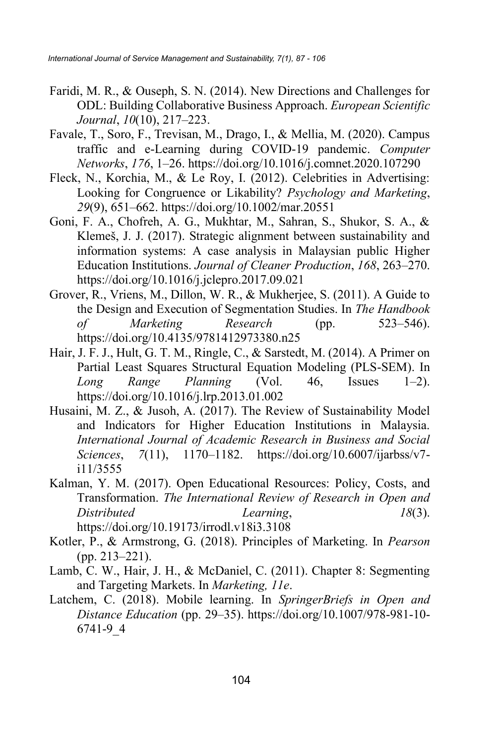Faridi, M. R., & Ouseph, S. N. (2014). New Directions and Challenges for ODL: Building Collaborative Business Approach. *European Scientific Journal*, *10*(10), 217–223.

Favale, T., Soro, F., Trevisan, M., Drago, I., & Mellia, M. (2020). Campus traffic and e-Learning during COVID-19 pandemic. *Computer Networks*, *176*, 1–26. https://doi.org/10.1016/j.comnet.2020.107290

Fleck, N., Korchia, M., & Le Roy, I. (2012). Celebrities in Advertising: Looking for Congruence or Likability? *Psychology and Marketing*, *29*(9), 651–662. https://doi.org/10.1002/mar.20551

Goni, F. A., Chofreh, A. G., Mukhtar, M., Sahran, S., Shukor, S. A., & Klemeš, J. J. (2017). Strategic alignment between sustainability and information systems: A case analysis in Malaysian public Higher Education Institutions. *Journal of Cleaner Production*, *168*, 263–270. https://doi.org/10.1016/j.jclepro.2017.09.021

Grover, R., Vriens, M., Dillon, W. R., & Mukherjee, S. (2011). A Guide to the Design and Execution of Segmentation Studies. In *The Handbook of Marketing Research* (pp. 523–546). https://doi.org/10.4135/9781412973380.n25

Hair, J. F. J., Hult, G. T. M., Ringle, C., & Sarstedt, M. (2014). A Primer on Partial Least Squares Structural Equation Modeling (PLS-SEM). In *Long Range Planning* (Vol. 46, Issues 1–2). https://doi.org/10.1016/j.lrp.2013.01.002

Husaini, M. Z., & Jusoh, A. (2017). The Review of Sustainability Model and Indicators for Higher Education Institutions in Malaysia. *International Journal of Academic Research in Business and Social Sciences*, *7*(11), 1170–1182. https://doi.org/10.6007/ijarbss/v7-i11/3555

Kalman, Y. M. (2017). Open Educational Resources: Policy, Costs, and Transformation. *The International Review of Research in Open and Distributed Learning*, *18*(3). https://doi.org/10.19173/irrodl.v18i3.3108

Kotler, P., & Armstrong, G. (2018). Principles of Marketing. In *Pearson* (pp. 213–221).

Lamb, C. W., Hair, J. H., & McDaniel, C. (2011). Chapter 8: Segmenting and Targeting Markets. In *Marketing, 11e*.

Latchem, C. (2018). Mobile learning. In *SpringerBriefs in Open and Distance Education* (pp. 29–35). https://doi.org/10.1007/978-981-10-6741-9_4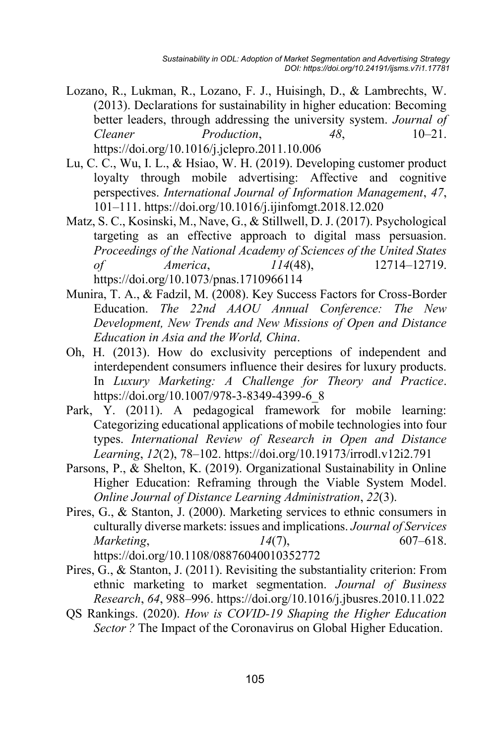Lozano, R., Lukman, R., Lozano, F. J., Huisingh, D., & Lambrechts, W. (2013). Declarations for sustainability in higher education: Becoming better leaders, through addressing the university system. *Journal of Cleaner Production*, *48*, 10–21. https://doi.org/10.1016/j.jclepro.2011.10.006

Lu, C. C., Wu, I. L., & Hsiao, W. H. (2019). Developing customer product loyalty through mobile advertising: Affective and cognitive perspectives. *International Journal of Information Management*, *47*, 101–111. https://doi.org/10.1016/j.ijinfomgt.2018.12.020

Matz, S. C., Kosinski, M., Nave, G., & Stillwell, D. J. (2017). Psychological targeting as an effective approach to digital mass persuasion. *Proceedings of the National Academy of Sciences of the United States of America*, *114*(48), 12714–12719. https://doi.org/10.1073/pnas.1710966114

Munira, T. A., & Fadzil, M. (2008). Key Success Factors for Cross-Border Education. *The 22nd AAOU Annual Conference: The New Development, New Trends and New Missions of Open and Distance Education in Asia and the World, China*.

Oh, H. (2013). How do exclusivity perceptions of independent and interdependent consumers influence their desires for luxury products. In *Luxury Marketing: A Challenge for Theory and Practice*. https://doi.org/10.1007/978-3-8349-4399-6_8

Park, Y. (2011). A pedagogical framework for mobile learning: Categorizing educational applications of mobile technologies into four types. *International Review of Research in Open and Distance Learning*, *12*(2), 78–102. https://doi.org/10.19173/irrodl.v12i2.791

Parsons, P., & Shelton, K. (2019). Organizational Sustainability in Online Higher Education: Reframing through the Viable System Model. *Online Journal of Distance Learning Administration*, *22*(3).

Pires, G., & Stanton, J. (2000). Marketing services to ethnic consumers in culturally diverse markets: issues and implications. *Journal of Services Marketing*, *14*(7), 607–618. https://doi.org/10.1108/08876040010352772

Pires, G., & Stanton, J. (2011). Revisiting the substantiality criterion: From ethnic marketing to market segmentation. *Journal of Business Research*, *64*, 988–996. https://doi.org/10.1016/j.jbusres.2010.11.022

QS Rankings. (2020). *How is COVID-19 Shaping the Higher Education Sector ?* The Impact of the Coronavirus on Global Higher Education.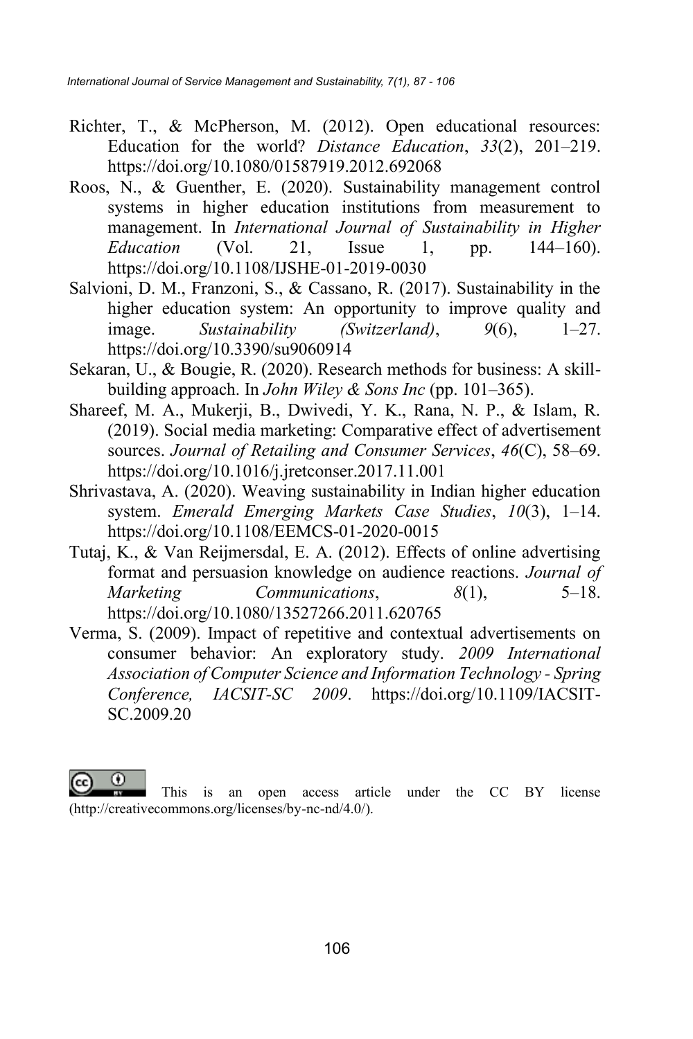Richter, T., & McPherson, M. (2012). Open educational resources: Education for the world? *Distance Education*, *33*(2), 201–219. https://doi.org/10.1080/01587919.2012.692068

Roos, N., & Guenther, E. (2020). Sustainability management control systems in higher education institutions from measurement to management. In *International Journal of Sustainability in Higher Education* (Vol. 21, Issue 1, pp. 144–160). https://doi.org/10.1108/IJSHE-01-2019-0030

Salvioni, D. M., Franzoni, S., & Cassano, R. (2017). Sustainability in the higher education system: An opportunity to improve quality and image. *Sustainability (Switzerland)*, *9*(6), 1–27. https://doi.org/10.3390/su9060914

Sekaran, U., & Bougie, R. (2020). Research methods for business: A skill-building approach. In *John Wiley & Sons Inc* (pp. 101–365).

Shareef, M. A., Mukerji, B., Dwivedi, Y. K., Rana, N. P., & Islam, R. (2019). Social media marketing: Comparative effect of advertisement sources. *Journal of Retailing and Consumer Services*, *46*(C), 58–69. https://doi.org/10.1016/j.jretconser.2017.11.001

Shrivastava, A. (2020). Weaving sustainability in Indian higher education system. *Emerald Emerging Markets Case Studies*, *10*(3), 1–14. https://doi.org/10.1108/EEMCS-01-2020-0015

Tutaj, K., & Van Reijmersdal, E. A. (2012). Effects of online advertising format and persuasion knowledge on audience reactions. *Journal of Marketing Communications*, *8*(1), 5–18. https://doi.org/10.1080/13527266.2011.620765

Verma, S. (2009). Impact of repetitive and contextual advertisements on consumer behavior: An exploratory study. *2009 International Association of Computer Science and Information Technology - Spring Conference, IACSIT-SC 2009*. https://doi.org/10.1109/IACSIT-SC.2009.20

This is an open access article under the CC BY license (http://creativecommons.org/licenses/by-nc-nd/4.0/).